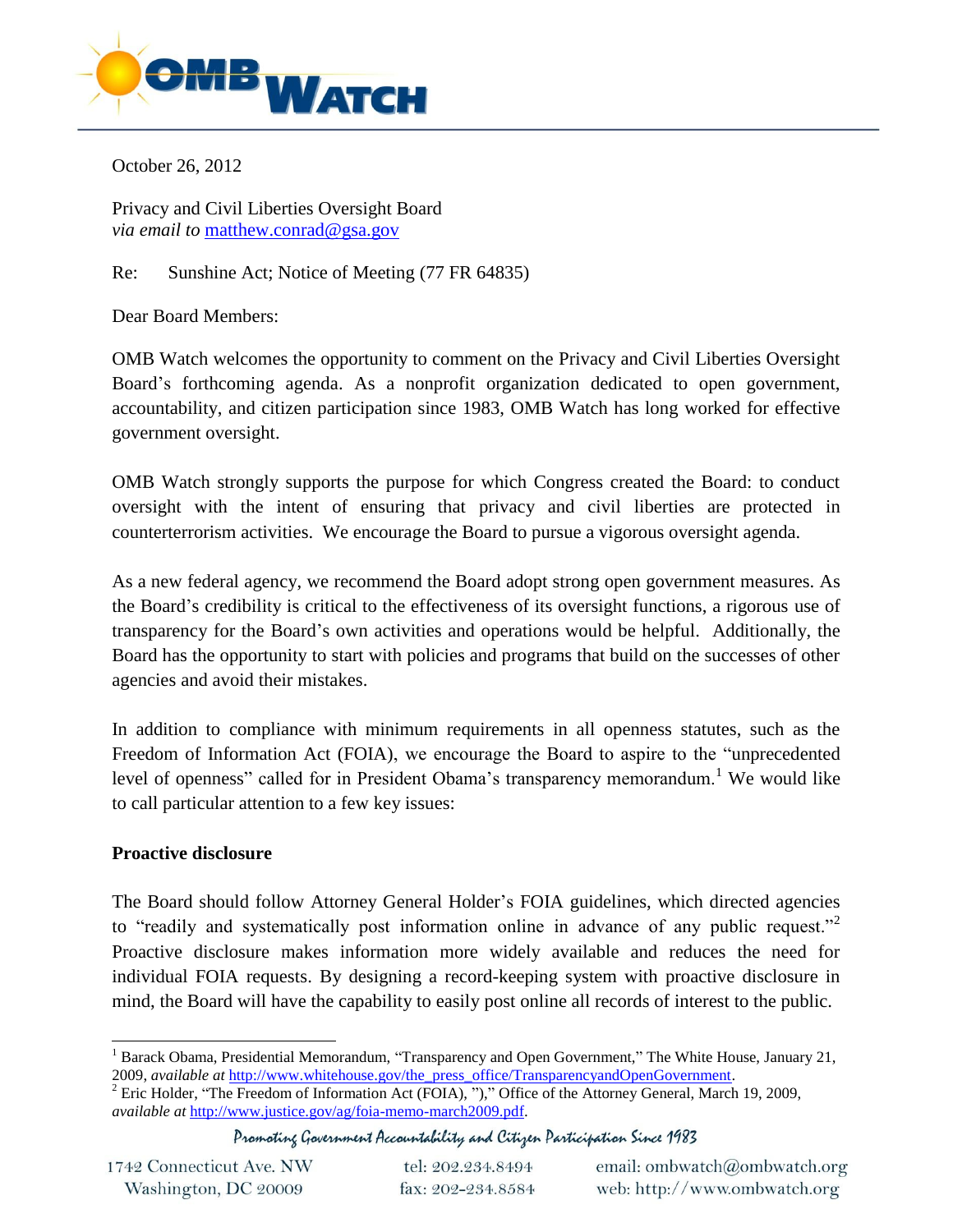October 26, 2012

Privacy and Civil Liberties Oversight Board
*via email to* matthew.conrad@gsa.gov

Re: Sunshine Act; Notice of Meeting (77 FR 64835)

Dear Board Members:

OMB Watch welcomes the opportunity to comment on the Privacy and Civil Liberties Oversight Board's forthcoming agenda. As a nonprofit organization dedicated to open government, accountability, and citizen participation since 1983, OMB Watch has long worked for effective government oversight.

OMB Watch strongly supports the purpose for which Congress created the Board: to conduct oversight with the intent of ensuring that privacy and civil liberties are protected in counterterrorism activities. We encourage the Board to pursue a vigorous oversight agenda.

As a new federal agency, we recommend the Board adopt strong open government measures. As the Board's credibility is critical to the effectiveness of its oversight functions, a rigorous use of transparency for the Board's own activities and operations would be helpful. Additionally, the Board has the opportunity to start with policies and programs that build on the successes of other agencies and avoid their mistakes.

In addition to compliance with minimum requirements in all openness statutes, such as the Freedom of Information Act (FOIA), we encourage the Board to aspire to the "unprecedented level of openness" called for in President Obama's transparency memorandum.[1] We would like to call particular attention to a few key issues:

**Proactive disclosure**

The Board should follow Attorney General Holder's FOIA guidelines, which directed agencies to "readily and systematically post information online in advance of any public request."[2] Proactive disclosure makes information more widely available and reduces the need for individual FOIA requests. By designing a record-keeping system with proactive disclosure in mind, the Board will have the capability to easily post online all records of interest to the public.

---

[1] Barack Obama, Presidential Memorandum, "Transparency and Open Government," The White House, January 21, 2009, *available at* http://www.whitehouse.gov/the_press_office/TransparencyandOpenGovernment.

[2] Eric Holder, "The Freedom of Information Act (FOIA), ")," Office of the Attorney General, March 19, 2009, *available at* http://www.justice.gov/ag/foia-memo-march2009.pdf.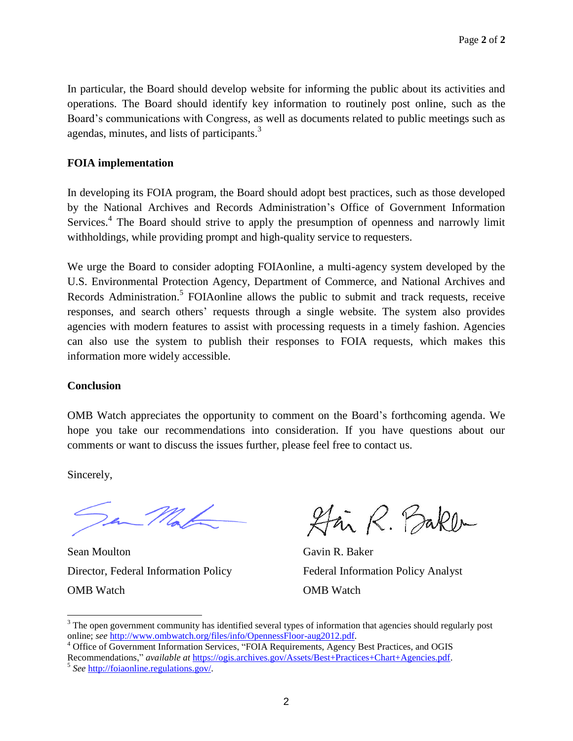In particular, the Board should develop website for informing the public about its activities and operations. The Board should identify key information to routinely post online, such as the Board's communications with Congress, as well as documents related to public meetings such as agendas, minutes, and lists of participants.[3]

**FOIA implementation**

In developing its FOIA program, the Board should adopt best practices, such as those developed by the National Archives and Records Administration's Office of Government Information Services.[4] The Board should strive to apply the presumption of openness and narrowly limit withholdings, while providing prompt and high-quality service to requesters.

We urge the Board to consider adopting FOIAonline, a multi-agency system developed by the U.S. Environmental Protection Agency, Department of Commerce, and National Archives and Records Administration.[5] FOIAonline allows the public to submit and track requests, receive responses, and search others' requests through a single website. The system also provides agencies with modern features to assist with processing requests in a timely fashion. Agencies can also use the system to publish their responses to FOIA requests, which makes this information more widely accessible.

**Conclusion**

OMB Watch appreciates the opportunity to comment on the Board's forthcoming agenda. We hope you take our recommendations into consideration. If you have questions about our comments or want to discuss the issues further, please feel free to contact us.

Sincerely,

Sean Moulton
Director, Federal Information Policy
OMB Watch

Gavin R. Baker
Federal Information Policy Analyst
OMB Watch

---

[3] The open government community has identified several types of information that agencies should regularly post online; *see* http://www.ombwatch.org/files/info/OpennessFloor-aug2012.pdf.

[4] Office of Government Information Services, "FOIA Requirements, Agency Best Practices, and OGIS Recommendations," *available at* https://ogis.archives.gov/Assets/Best+Practices+Chart+Agencies.pdf.

[5] *See* http://foiaonline.regulations.gov/.